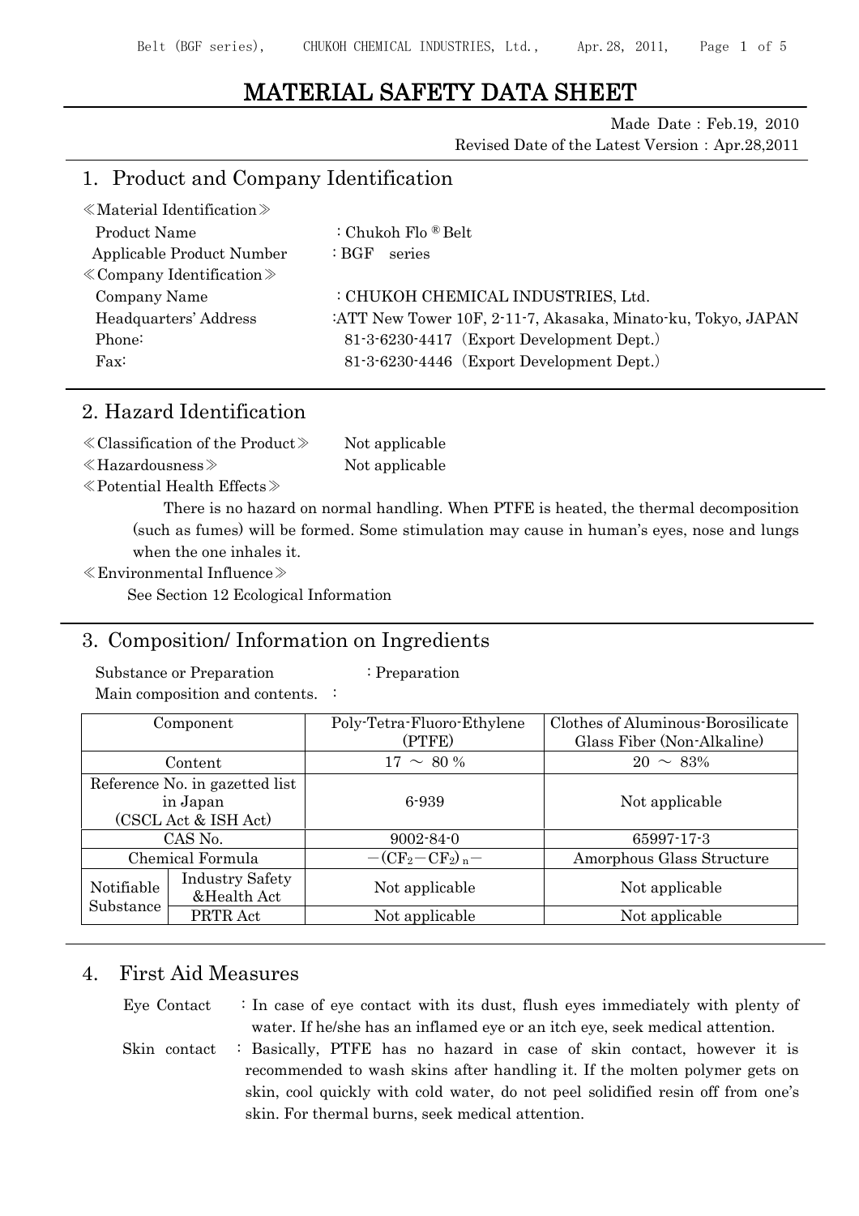# MATERIAL SAFETY DATA SHEET

Made Date : Feb.19, 2010
Revised Date of the Latest Version : Apr.28,2011

## 1. Product and Company Identification

≪Material Identification≫

Product Name : Chukoh Flo ® Belt

Applicable Product Number : BGF series

≪Company Identification≫

Company Name : CHUKOH CHEMICAL INDUSTRIES, Ltd.

Headquarters' Address :ATT New Tower 10F, 2-11-7, Akasaka, Minato-ku, Tokyo, JAPAN

Phone: 81-3-6230-4417（Export Development Dept.）

Fax: 81-3-6230-4446（Export Development Dept.）

## 2. Hazard Identification

≪Classification of the Product≫ Not applicable

≪Hazardousness≫ Not applicable

≪Potential Health Effects≫

There is no hazard on normal handling. When PTFE is heated, the thermal decomposition (such as fumes) will be formed. Some stimulation may cause in human's eyes, nose and lungs when the one inhales it.

≪Environmental Influence≫

See Section 12 Ecological Information

## 3. Composition/ Information on Ingredients

Substance or Preparation : Preparation

Main composition and contents. :

| Component | | Poly-Tetra-Fluoro-Ethylene (PTFE) | Clothes of Aluminous-Borosilicate Glass Fiber (Non-Alkaline) |
|---|---|---|---|
| Content | | 17 ～ 80 % | 20 ～ 83% |
| Reference No. in gazetted list in Japan (CSCL Act & ISH Act) | | 6-939 | Not applicable |
| CAS No. | | 9002-84-0 | 65997-17-3 |
| Chemical Formula | | $-(CF_2-CF_2)_n-$ | Amorphous Glass Structure |
| Notifiable Substance | Industry Safety &Health Act | Not applicable | Not applicable |
| | PRTR Act | Not applicable | Not applicable |

## 4. First Aid Measures

Eye Contact : In case of eye contact with its dust, flush eyes immediately with plenty of water. If he/she has an inflamed eye or an itch eye, seek medical attention.

Skin contact : Basically, PTFE has no hazard in case of skin contact, however it is recommended to wash skins after handling it. If the molten polymer gets on skin, cool quickly with cold water, do not peel solidified resin off from one's skin. For thermal burns, seek medical attention.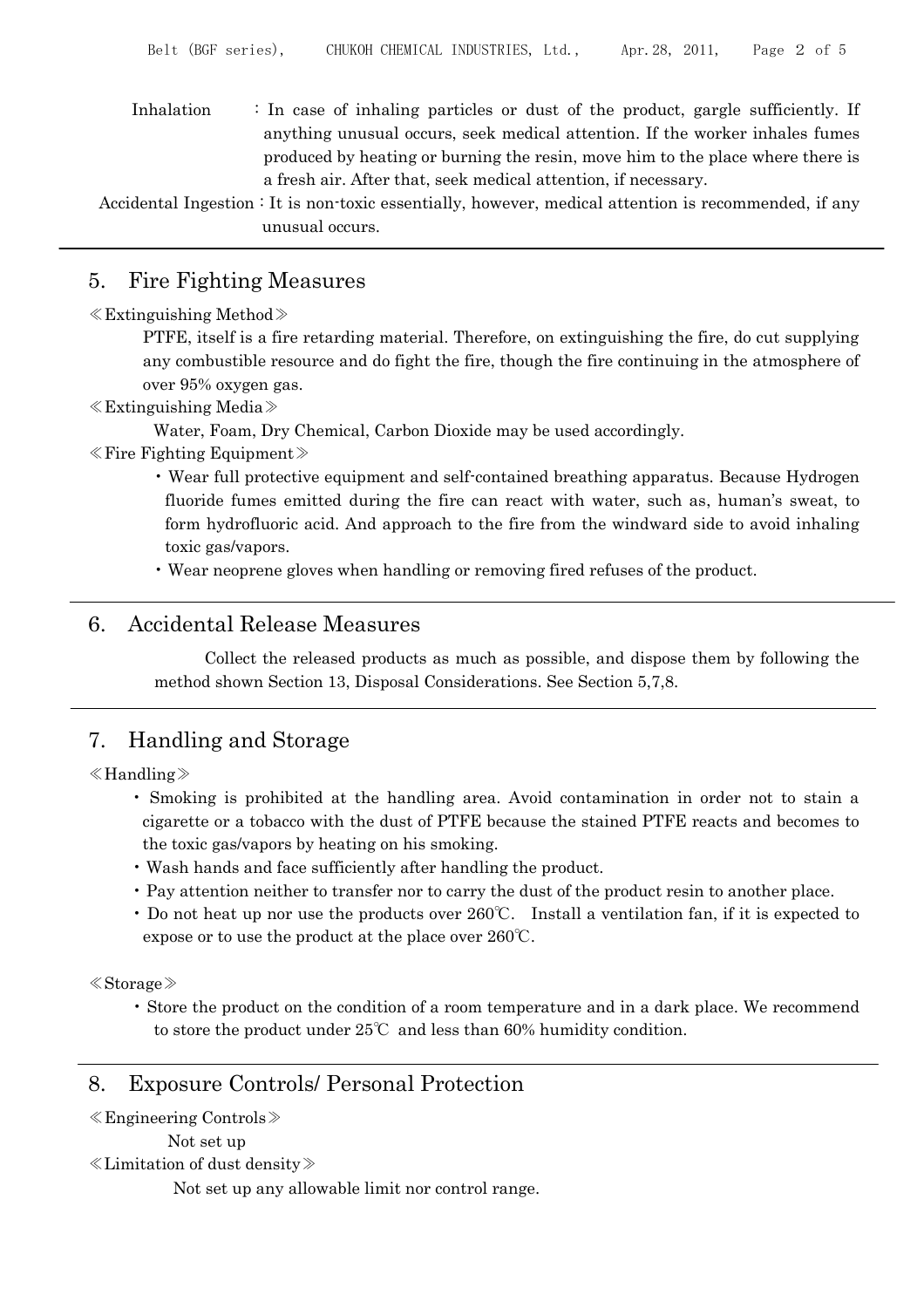Inhalation : In case of inhaling particles or dust of the product, gargle sufficiently. If anything unusual occurs, seek medical attention. If the worker inhales fumes produced by heating or burning the resin, move him to the place where there is a fresh air. After that, seek medical attention, if necessary.

Accidental Ingestion : It is non-toxic essentially, however, medical attention is recommended, if any unusual occurs.

## 5. Fire Fighting Measures

≪Extinguishing Method≫

PTFE, itself is a fire retarding material. Therefore, on extinguishing the fire, do cut supplying any combustible resource and do fight the fire, though the fire continuing in the atmosphere of over 95% oxygen gas.

≪Extinguishing Media≫

Water, Foam, Dry Chemical, Carbon Dioxide may be used accordingly.

≪Fire Fighting Equipment≫

- Wear full protective equipment and self-contained breathing apparatus. Because Hydrogen fluoride fumes emitted during the fire can react with water, such as, human's sweat, to form hydrofluoric acid. And approach to the fire from the windward side to avoid inhaling toxic gas/vapors.
- Wear neoprene gloves when handling or removing fired refuses of the product.

## 6. Accidental Release Measures

Collect the released products as much as possible, and dispose them by following the method shown Section 13, Disposal Considerations. See Section 5,7,8.

## 7. Handling and Storage

≪Handling≫

- Smoking is prohibited at the handling area. Avoid contamination in order not to stain a cigarette or a tobacco with the dust of PTFE because the stained PTFE reacts and becomes to the toxic gas/vapors by heating on his smoking.
- Wash hands and face sufficiently after handling the product.
- Pay attention neither to transfer nor to carry the dust of the product resin to another place.
- Do not heat up nor use the products over 260℃. Install a ventilation fan, if it is expected to expose or to use the product at the place over 260℃.

≪Storage≫

- Store the product on the condition of a room temperature and in a dark place. We recommend to store the product under 25℃ and less than 60% humidity condition.

## 8. Exposure Controls/ Personal Protection

≪Engineering Controls≫

Not set up

≪Limitation of dust density≫

Not set up any allowable limit nor control range.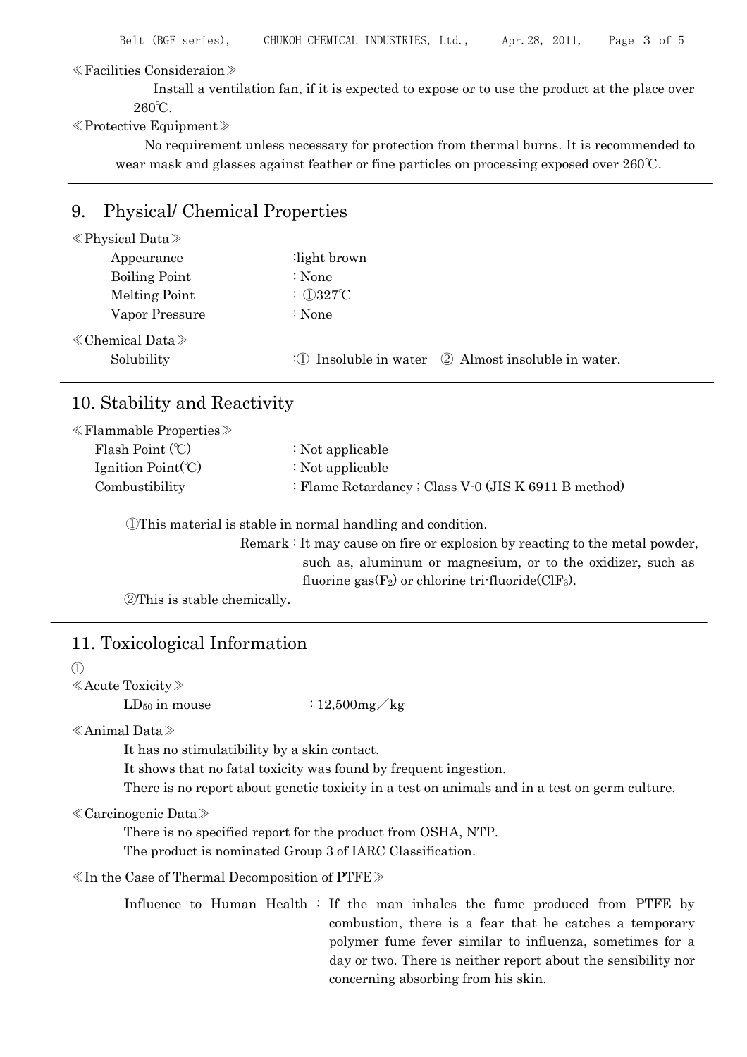≪Facilities Consideraion≫

Install a ventilation fan, if it is expected to expose or to use the product at the place over 260℃.

≪Protective Equipment≫

No requirement unless necessary for protection from thermal burns. It is recommended to wear mask and glasses against feather or fine particles on processing exposed over 260℃.

## 9. Physical/ Chemical Properties

≪Physical Data≫

| | |
|---|---|
| Appearance | :light brown |
| Boiling Point | : None |
| Melting Point | : ①327℃ |
| Vapor Pressure | : None |

≪Chemical Data≫

| | |
|---|---|
| Solubility | :① Insoluble in water ② Almost insoluble in water. |

## 10. Stability and Reactivity

≪Flammable Properties≫

| | |
|---|---|
| Flash Point (℃) | : Not applicable |
| Ignition Point(℃) | : Not applicable |
| Combustibility | : Flame Retardancy ; Class V-0 (JIS K 6911 B method) |

①This material is stable in normal handling and condition.

Remark : It may cause on fire or explosion by reacting to the metal powder, such as, aluminum or magnesium, or to the oxidizer, such as fluorine gas($F_2$) or chlorine tri-fluoride($ClF_3$).

②This is stable chemically.

## 11. Toxicological Information

①

≪Acute Toxicity≫

$LD_{50}$ in mouse : 12,500mg／kg

≪Animal Data≫

It has no stimulatibility by a skin contact.

It shows that no fatal toxicity was found by frequent ingestion.

There is no report about genetic toxicity in a test on animals and in a test on germ culture.

≪Carcinogenic Data≫

There is no specified report for the product from OSHA, NTP.

The product is nominated Group 3 of IARC Classification.

≪In the Case of Thermal Decomposition of PTFE≫

Influence to Human Health : If the man inhales the fume produced from PTFE by combustion, there is a fear that he catches a temporary polymer fume fever similar to influenza, sometimes for a day or two. There is neither report about the sensibility nor concerning absorbing from his skin.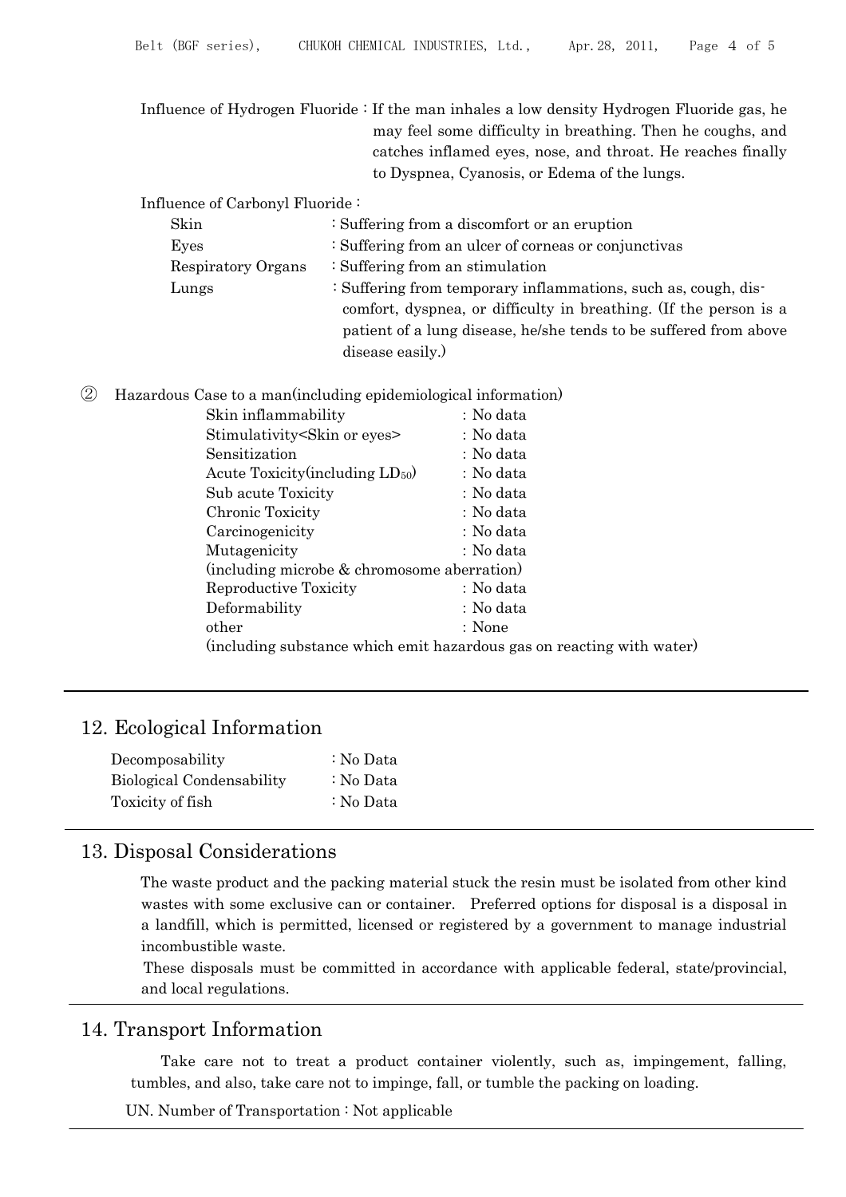Influence of Hydrogen Fluoride : If the man inhales a low density Hydrogen Fluoride gas, he may feel some difficulty in breathing. Then he coughs, and catches inflamed eyes, nose, and throat. He reaches finally to Dyspnea, Cyanosis, or Edema of the lungs.

Influence of Carbonyl Fluoride :

| | |
|---|---|
| Skin | : Suffering from a discomfort or an eruption |
| Eyes | : Suffering from an ulcer of corneas or conjunctivas |
| Respiratory Organs | : Suffering from an stimulation |
| Lungs | : Suffering from temporary inflammations, such as, cough, dis-comfort, dyspnea, or difficulty in breathing. (If the person is a patient of a lung disease, he/she tends to be suffered from above disease easily.) |

② Hazardous Case to a man(including epidemiological information)

| | |
|---|---|
| Skin inflammability | : No data |
| Stimulativity<Skin or eyes> | : No data |
| Sensitization | : No data |
| Acute Toxicity(including $LD_{50}$) | : No data |
| Sub acute Toxicity | : No data |
| Chronic Toxicity | : No data |
| Carcinogenicity | : No data |
| Mutagenicity (including microbe & chromosome aberration) | : No data |
| Reproductive Toxicity | : No data |
| Deformability | : No data |
| other (including substance which emit hazardous gas on reacting with water) | : None |

## 12. Ecological Information

| | |
|---|---|
| Decomposability | : No Data |
| Biological Condensability | : No Data |
| Toxicity of fish | : No Data |

## 13. Disposal Considerations

The waste product and the packing material stuck the resin must be isolated from other kind wastes with some exclusive can or container. Preferred options for disposal is a disposal in a landfill, which is permitted, licensed or registered by a government to manage industrial incombustible waste.

These disposals must be committed in accordance with applicable federal, state/provincial, and local regulations.

## 14. Transport Information

Take care not to treat a product container violently, such as, impingement, falling, tumbles, and also, take care not to impinge, fall, or tumble the packing on loading.

UN. Number of Transportation : Not applicable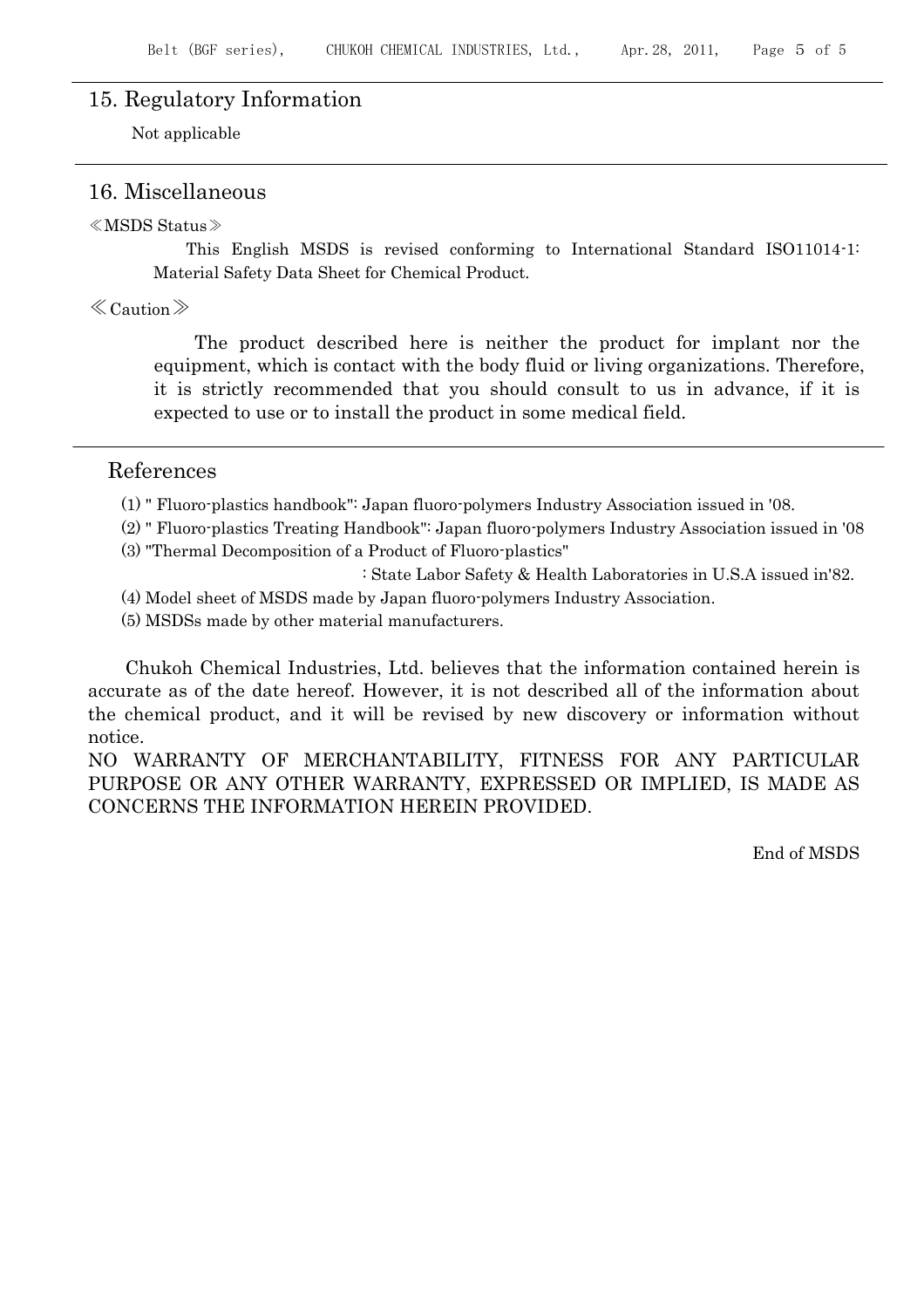## 15. Regulatory Information

Not applicable

## 16. Miscellaneous

≪MSDS Status≫

This English MSDS is revised conforming to International Standard ISO11014-1: Material Safety Data Sheet for Chemical Product.

≪Caution≫

The product described here is neither the product for implant nor the equipment, which is contact with the body fluid or living organizations. Therefore, it is strictly recommended that you should consult to us in advance, if it is expected to use or to install the product in some medical field.

## References

(1) " Fluoro-plastics handbook": Japan fluoro-polymers Industry Association issued in '08.

(2) " Fluoro-plastics Treating Handbook": Japan fluoro-polymers Industry Association issued in '08

(3) "Thermal Decomposition of a Product of Fluoro-plastics"

: State Labor Safety & Health Laboratories in U.S.A issued in'82.

(4) Model sheet of MSDS made by Japan fluoro-polymers Industry Association.

(5) MSDSs made by other material manufacturers.

Chukoh Chemical Industries, Ltd. believes that the information contained herein is accurate as of the date hereof. However, it is not described all of the information about the chemical product, and it will be revised by new discovery or information without notice.

NO WARRANTY OF MERCHANTABILITY, FITNESS FOR ANY PARTICULAR PURPOSE OR ANY OTHER WARRANTY, EXPRESSED OR IMPLIED, IS MADE AS CONCERNS THE INFORMATION HEREIN PROVIDED.

End of MSDS